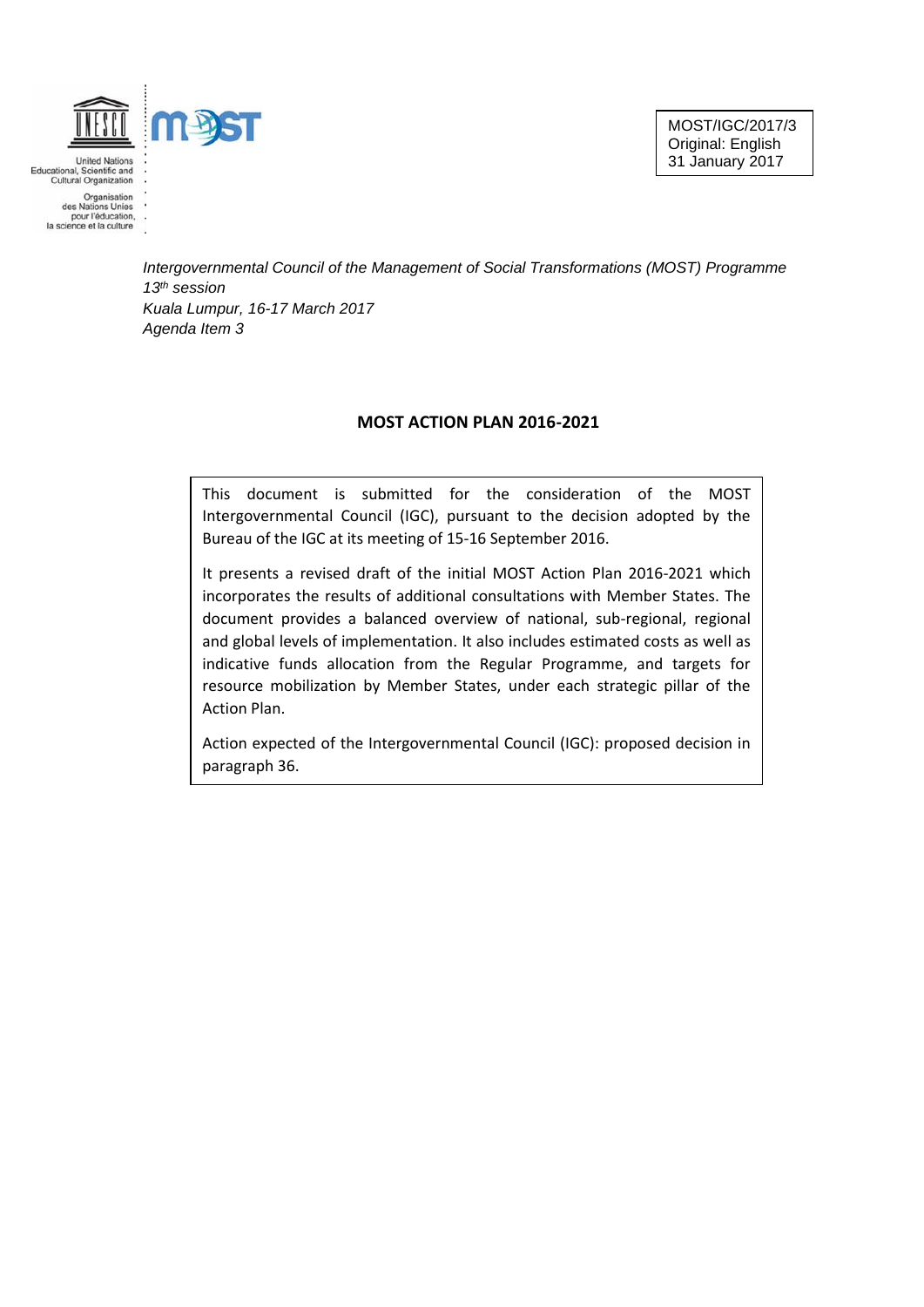United Nations
Educational, Scientific and
Cultural Organization

Organisation
des Nations Unies
pour l'éducation,
la science et la culture

MOST/IGC/2017/3
Original: English
31 January 2017

*Intergovernmental Council of the Management of Social Transformations (MOST) Programme*
*13th session*
*Kuala Lumpur, 16-17 March 2017*
*Agenda Item 3*

# MOST ACTION PLAN 2016-2021

This document is submitted for the consideration of the MOST Intergovernmental Council (IGC), pursuant to the decision adopted by the Bureau of the IGC at its meeting of 15-16 September 2016.

It presents a revised draft of the initial MOST Action Plan 2016-2021 which incorporates the results of additional consultations with Member States. The document provides a balanced overview of national, sub-regional, regional and global levels of implementation. It also includes estimated costs as well as indicative funds allocation from the Regular Programme, and targets for resource mobilization by Member States, under each strategic pillar of the Action Plan.

Action expected of the Intergovernmental Council (IGC): proposed decision in paragraph 36.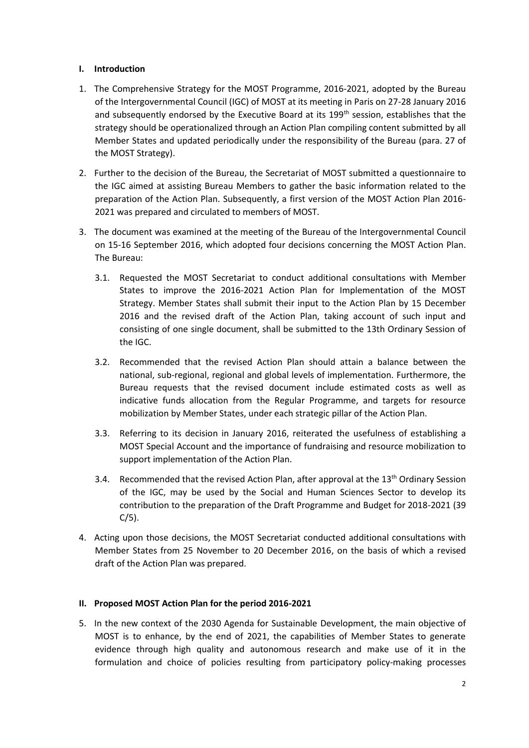## I. Introduction

1. The Comprehensive Strategy for the MOST Programme, 2016-2021, adopted by the Bureau of the Intergovernmental Council (IGC) of MOST at its meeting in Paris on 27-28 January 2016 and subsequently endorsed by the Executive Board at its 199th session, establishes that the strategy should be operationalized through an Action Plan compiling content submitted by all Member States and updated periodically under the responsibility of the Bureau (para. 27 of the MOST Strategy).

2. Further to the decision of the Bureau, the Secretariat of MOST submitted a questionnaire to the IGC aimed at assisting Bureau Members to gather the basic information related to the preparation of the Action Plan. Subsequently, a first version of the MOST Action Plan 2016-2021 was prepared and circulated to members of MOST.

3. The document was examined at the meeting of the Bureau of the Intergovernmental Council on 15-16 September 2016, which adopted four decisions concerning the MOST Action Plan. The Bureau:

   3.1. Requested the MOST Secretariat to conduct additional consultations with Member States to improve the 2016-2021 Action Plan for Implementation of the MOST Strategy. Member States shall submit their input to the Action Plan by 15 December 2016 and the revised draft of the Action Plan, taking account of such input and consisting of one single document, shall be submitted to the 13th Ordinary Session of the IGC.

   3.2. Recommended that the revised Action Plan should attain a balance between the national, sub-regional, regional and global levels of implementation. Furthermore, the Bureau requests that the revised document include estimated costs as well as indicative funds allocation from the Regular Programme, and targets for resource mobilization by Member States, under each strategic pillar of the Action Plan.

   3.3. Referring to its decision in January 2016, reiterated the usefulness of establishing a MOST Special Account and the importance of fundraising and resource mobilization to support implementation of the Action Plan.

   3.4. Recommended that the revised Action Plan, after approval at the 13th Ordinary Session of the IGC, may be used by the Social and Human Sciences Sector to develop its contribution to the preparation of the Draft Programme and Budget for 2018-2021 (39 C/5).

4. Acting upon those decisions, the MOST Secretariat conducted additional consultations with Member States from 25 November to 20 December 2016, on the basis of which a revised draft of the Action Plan was prepared.

## II. Proposed MOST Action Plan for the period 2016-2021

5. In the new context of the 2030 Agenda for Sustainable Development, the main objective of MOST is to enhance, by the end of 2021, the capabilities of Member States to generate evidence through high quality and autonomous research and make use of it in the formulation and choice of policies resulting from participatory policy-making processes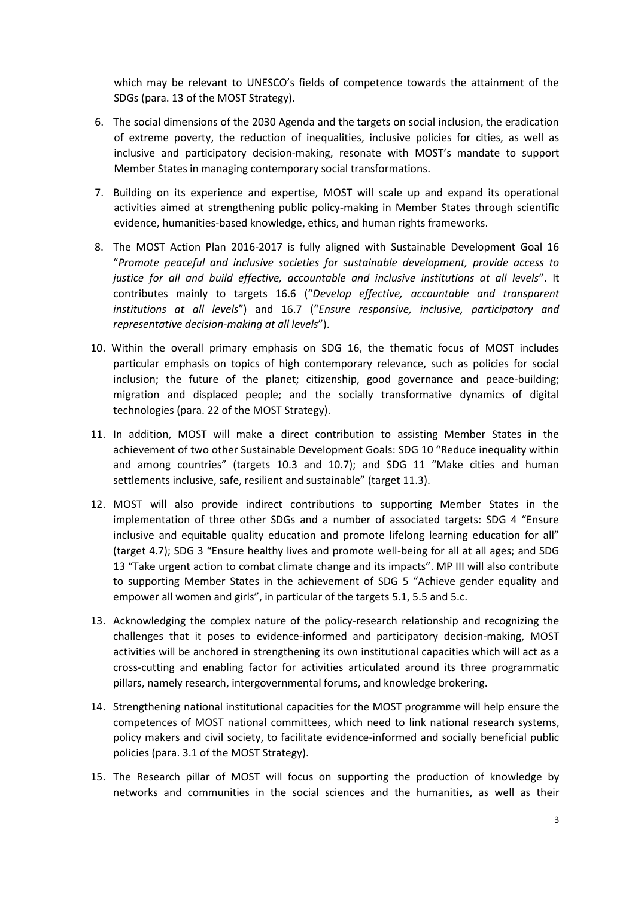which may be relevant to UNESCO's fields of competence towards the attainment of the SDGs (para. 13 of the MOST Strategy).

6. The social dimensions of the 2030 Agenda and the targets on social inclusion, the eradication of extreme poverty, the reduction of inequalities, inclusive policies for cities, as well as inclusive and participatory decision-making, resonate with MOST's mandate to support Member States in managing contemporary social transformations.

7. Building on its experience and expertise, MOST will scale up and expand its operational activities aimed at strengthening public policy-making in Member States through scientific evidence, humanities-based knowledge, ethics, and human rights frameworks.

8. The MOST Action Plan 2016-2017 is fully aligned with Sustainable Development Goal 16 "*Promote peaceful and inclusive societies for sustainable development, provide access to justice for all and build effective, accountable and inclusive institutions at all levels*". It contributes mainly to targets 16.6 ("*Develop effective, accountable and transparent institutions at all levels*") and 16.7 ("*Ensure responsive, inclusive, participatory and representative decision-making at all levels*").

10. Within the overall primary emphasis on SDG 16, the thematic focus of MOST includes particular emphasis on topics of high contemporary relevance, such as policies for social inclusion; the future of the planet; citizenship, good governance and peace-building; migration and displaced people; and the socially transformative dynamics of digital technologies (para. 22 of the MOST Strategy).

11. In addition, MOST will make a direct contribution to assisting Member States in the achievement of two other Sustainable Development Goals: SDG 10 "Reduce inequality within and among countries" (targets 10.3 and 10.7); and SDG 11 "Make cities and human settlements inclusive, safe, resilient and sustainable" (target 11.3).

12. MOST will also provide indirect contributions to supporting Member States in the implementation of three other SDGs and a number of associated targets: SDG 4 "Ensure inclusive and equitable quality education and promote lifelong learning education for all" (target 4.7); SDG 3 "Ensure healthy lives and promote well-being for all at all ages; and SDG 13 "Take urgent action to combat climate change and its impacts". MP III will also contribute to supporting Member States in the achievement of SDG 5 "Achieve gender equality and empower all women and girls", in particular of the targets 5.1, 5.5 and 5.c.

13. Acknowledging the complex nature of the policy-research relationship and recognizing the challenges that it poses to evidence-informed and participatory decision-making, MOST activities will be anchored in strengthening its own institutional capacities which will act as a cross-cutting and enabling factor for activities articulated around its three programmatic pillars, namely research, intergovernmental forums, and knowledge brokering.

14. Strengthening national institutional capacities for the MOST programme will help ensure the competences of MOST national committees, which need to link national research systems, policy makers and civil society, to facilitate evidence-informed and socially beneficial public policies (para. 3.1 of the MOST Strategy).

15. The Research pillar of MOST will focus on supporting the production of knowledge by networks and communities in the social sciences and the humanities, as well as their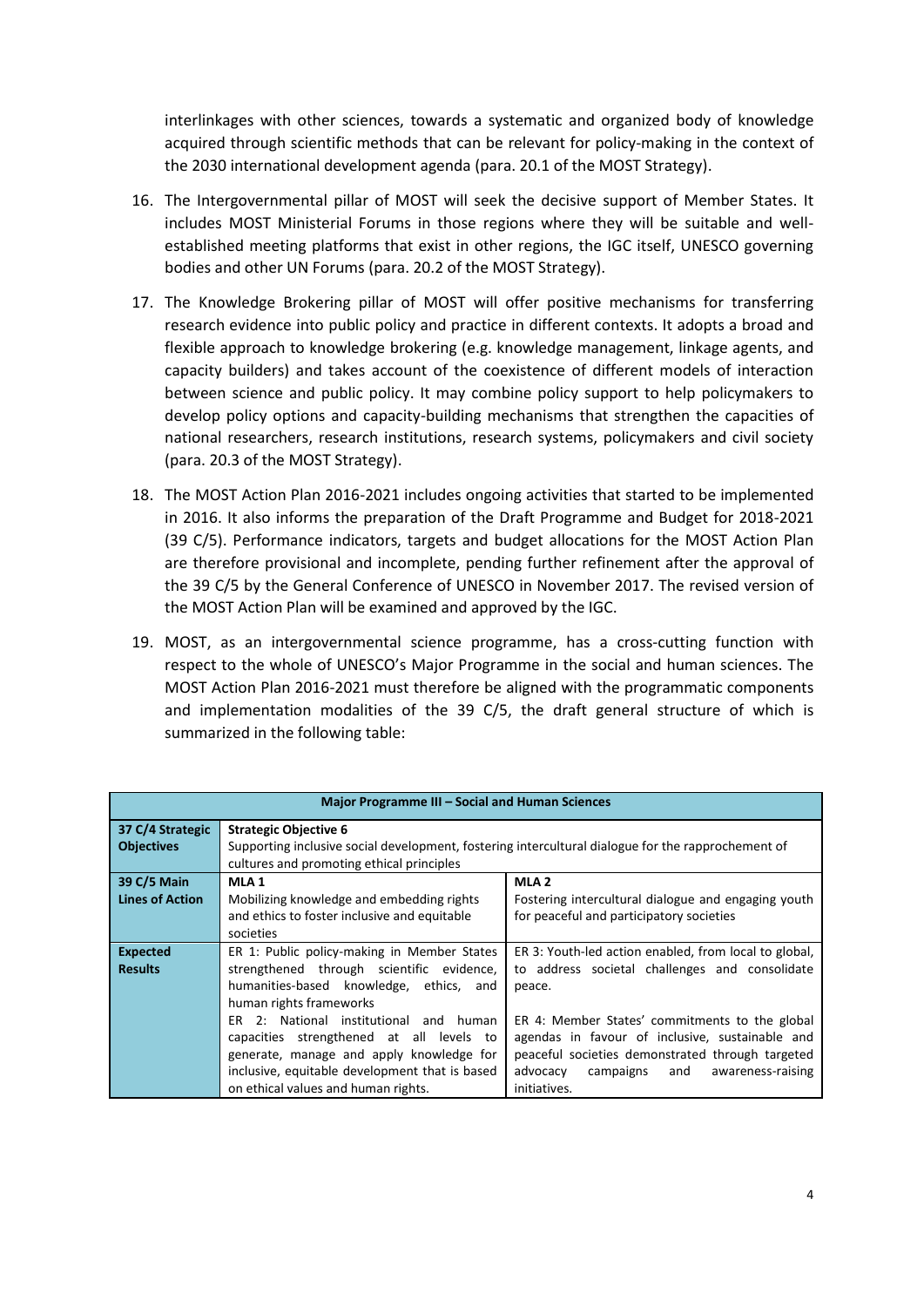interlinkages with other sciences, towards a systematic and organized body of knowledge acquired through scientific methods that can be relevant for policy-making in the context of the 2030 international development agenda (para. 20.1 of the MOST Strategy).

16. The Intergovernmental pillar of MOST will seek the decisive support of Member States. It includes MOST Ministerial Forums in those regions where they will be suitable and well-established meeting platforms that exist in other regions, the IGC itself, UNESCO governing bodies and other UN Forums (para. 20.2 of the MOST Strategy).

17. The Knowledge Brokering pillar of MOST will offer positive mechanisms for transferring research evidence into public policy and practice in different contexts. It adopts a broad and flexible approach to knowledge brokering (e.g. knowledge management, linkage agents, and capacity builders) and takes account of the coexistence of different models of interaction between science and public policy. It may combine policy support to help policymakers to develop policy options and capacity-building mechanisms that strengthen the capacities of national researchers, research institutions, research systems, policymakers and civil society (para. 20.3 of the MOST Strategy).

18. The MOST Action Plan 2016-2021 includes ongoing activities that started to be implemented in 2016. It also informs the preparation of the Draft Programme and Budget for 2018-2021 (39 C/5). Performance indicators, targets and budget allocations for the MOST Action Plan are therefore provisional and incomplete, pending further refinement after the approval of the 39 C/5 by the General Conference of UNESCO in November 2017. The revised version of the MOST Action Plan will be examined and approved by the IGC.

19. MOST, as an intergovernmental science programme, has a cross-cutting function with respect to the whole of UNESCO's Major Programme in the social and human sciences. The MOST Action Plan 2016-2021 must therefore be aligned with the programmatic components and implementation modalities of the 39 C/5, the draft general structure of which is summarized in the following table:

| **Major Programme III – Social and Human Sciences** | | |
|---|---|---|
| **37 C/4 Strategic Objectives** | **Strategic Objective 6**<br>Supporting inclusive social development, fostering intercultural dialogue for the rapprochement of cultures and promoting ethical principles | |
| **39 C/5 Main Lines of Action** | **MLA 1**<br>Mobilizing knowledge and embedding rights and ethics to foster inclusive and equitable societies | **MLA 2**<br>Fostering intercultural dialogue and engaging youth for peaceful and participatory societies |
| **Expected Results** | ER 1: Public policy-making in Member States strengthened through scientific evidence, humanities-based knowledge, ethics, and human rights frameworks<br>ER 2: National institutional and human capacities strengthened at all levels to generate, manage and apply knowledge for inclusive, equitable development that is based on ethical values and human rights. | ER 3: Youth-led action enabled, from local to global, to address societal challenges and consolidate peace.<br>ER 4: Member States' commitments to the global agendas in favour of inclusive, sustainable and peaceful societies demonstrated through targeted advocacy campaigns and awareness-raising initiatives. |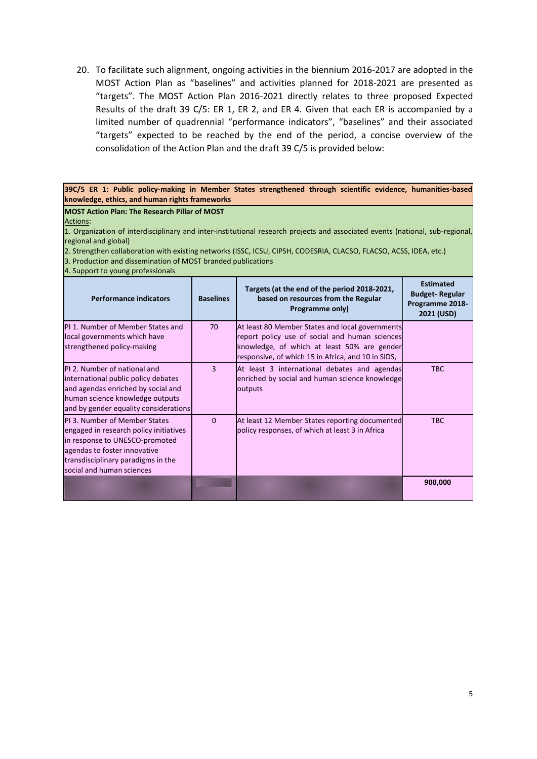20. To facilitate such alignment, ongoing activities in the biennium 2016-2017 are adopted in the MOST Action Plan as "baselines" and activities planned for 2018-2021 are presented as "targets". The MOST Action Plan 2016-2021 directly relates to three proposed Expected Results of the draft 39 C/5: ER 1, ER 2, and ER 4. Given that each ER is accompanied by a limited number of quadrennial "performance indicators", "baselines" and their associated "targets" expected to be reached by the end of the period, a concise overview of the consolidation of the Action Plan and the draft 39 C/5 is provided below:

**39C/5 ER 1: Public policy-making in Member States strengthened through scientific evidence, humanities-based knowledge, ethics, and human rights frameworks**

**MOST Action Plan: The Research Pillar of MOST**

Actions:

1. Organization of interdisciplinary and inter-institutional research projects and associated events (national, sub-regional, regional and global)
2. Strengthen collaboration with existing networks (ISSC, ICSU, CIPSH, CODESRIA, CLACSO, FLACSO, ACSS, IDEA, etc.)
3. Production and dissemination of MOST branded publications
4. Support to young professionals

| Performance indicators | Baselines | Targets (at the end of the period 2018-2021, based on resources from the Regular Programme only) | Estimated Budget- Regular Programme 2018-2021 (USD) |
|---|---|---|---|
| PI 1. Number of Member States and local governments which have strengthened policy-making | 70 | At least 80 Member States and local governments report policy use of social and human sciences knowledge, of which at least 50% are gender responsive, of which 15 in Africa, and 10 in SIDS, | |
| PI 2. Number of national and international public policy debates and agendas enriched by social and human science knowledge outputs and by gender equality considerations | 3 | At least 3 international debates and agendas enriched by social and human science knowledge outputs | TBC |
| PI 3. Number of Member States engaged in research policy initiatives in response to UNESCO-promoted agendas to foster innovative transdisciplinary paradigms in the social and human sciences | 0 | At least 12 Member States reporting documented policy responses, of which at least 3 in Africa | TBC |
| | | | **900,000** |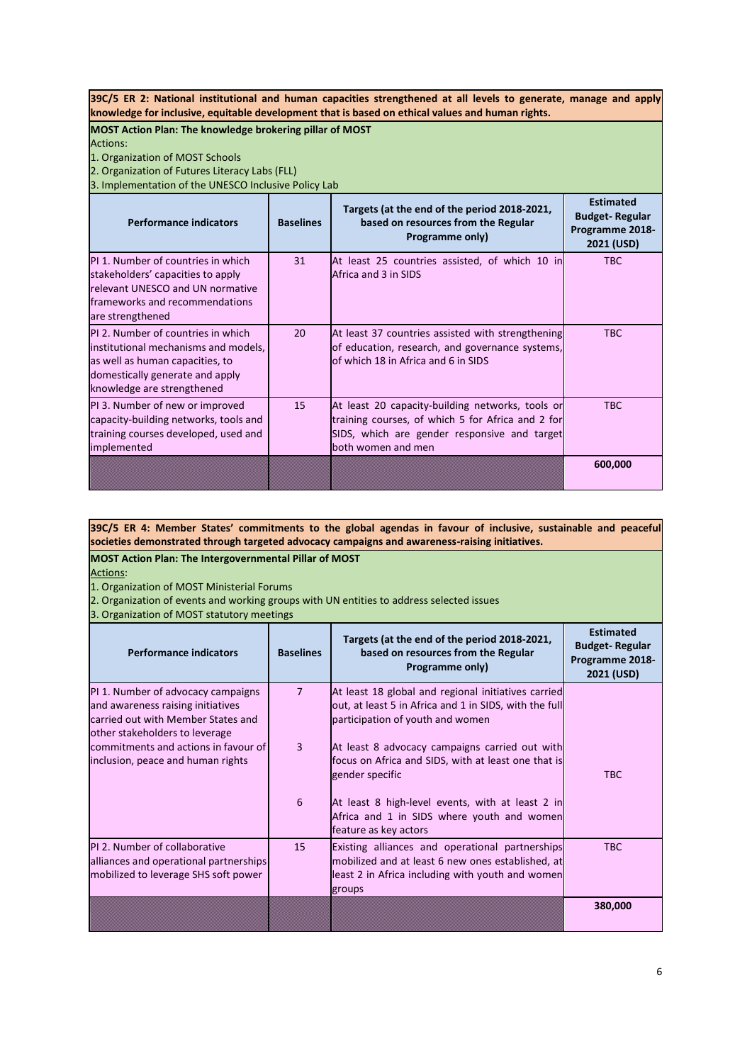**39C/5 ER 2: National institutional and human capacities strengthened at all levels to generate, manage and apply knowledge for inclusive, equitable development that is based on ethical values and human rights.**

**MOST Action Plan: The knowledge brokering pillar of MOST**

Actions:

1. Organization of MOST Schools
2. Organization of Futures Literacy Labs (FLL)
3. Implementation of the UNESCO Inclusive Policy Lab

| Performance indicators | Baselines | Targets (at the end of the period 2018-2021, based on resources from the Regular Programme only) | Estimated Budget- Regular Programme 2018-2021 (USD) |
|---|---|---|---|
| PI 1. Number of countries in which stakeholders' capacities to apply relevant UNESCO and UN normative frameworks and recommendations are strengthened | 31 | At least 25 countries assisted, of which 10 in Africa and 3 in SIDS | TBC |
| PI 2. Number of countries in which institutional mechanisms and models, as well as human capacities, to domestically generate and apply knowledge are strengthened | 20 | At least 37 countries assisted with strengthening of education, research, and governance systems, of which 18 in Africa and 6 in SIDS | TBC |
| PI 3. Number of new or improved capacity-building networks, tools and training courses developed, used and implemented | 15 | At least 20 capacity-building networks, tools or training courses, of which 5 for Africa and 2 for SIDS, which are gender responsive and target both women and men | TBC |
| | | | **600,000** |

**39C/5 ER 4: Member States' commitments to the global agendas in favour of inclusive, sustainable and peaceful societies demonstrated through targeted advocacy campaigns and awareness-raising initiatives.**

**MOST Action Plan: The Intergovernmental Pillar of MOST**

Actions:

1. Organization of MOST Ministerial Forums
2. Organization of events and working groups with UN entities to address selected issues
3. Organization of MOST statutory meetings

| Performance indicators | Baselines | Targets (at the end of the period 2018-2021, based on resources from the Regular Programme only) | Estimated Budget- Regular Programme 2018-2021 (USD) |
|---|---|---|---|
| PI 1. Number of advocacy campaigns and awareness raising initiatives carried out with Member States and other stakeholders to leverage commitments and actions in favour of inclusion, peace and human rights | 7 | At least 18 global and regional initiatives carried out, at least 5 in Africa and 1 in SIDS, with the full participation of youth and women | TBC |
| | 3 | At least 8 advocacy campaigns carried out with focus on Africa and SIDS, with at least one that is gender specific | |
| | 6 | At least 8 high-level events, with at least 2 in Africa and 1 in SIDS where youth and women feature as key actors | |
| PI 2. Number of collaborative alliances and operational partnerships mobilized to leverage SHS soft power | 15 | Existing alliances and operational partnerships mobilized and at least 6 new ones established, at least 2 in Africa including with youth and women groups | TBC |
| | | | **380,000** |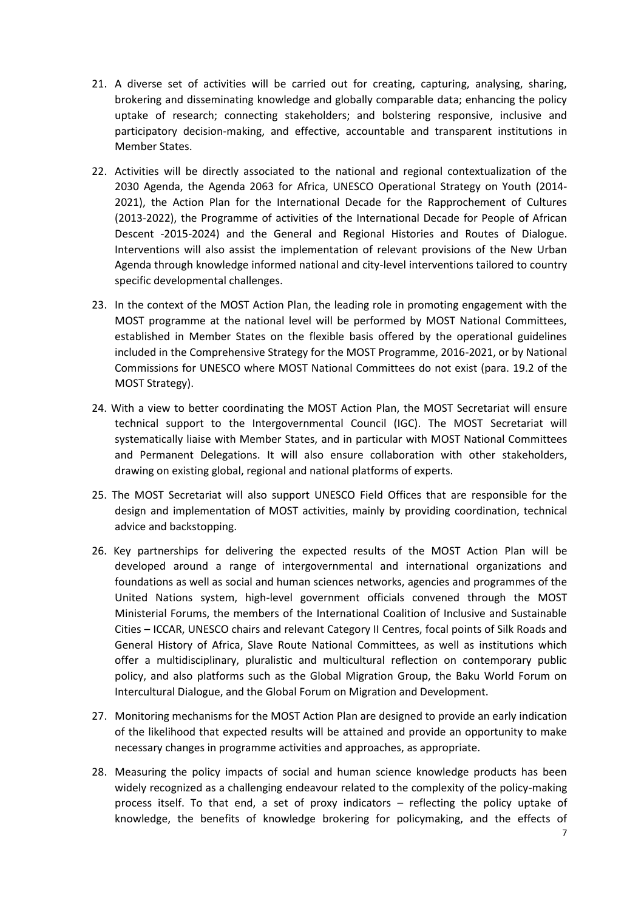21. A diverse set of activities will be carried out for creating, capturing, analysing, sharing, brokering and disseminating knowledge and globally comparable data; enhancing the policy uptake of research; connecting stakeholders; and bolstering responsive, inclusive and participatory decision-making, and effective, accountable and transparent institutions in Member States.

22. Activities will be directly associated to the national and regional contextualization of the 2030 Agenda, the Agenda 2063 for Africa, UNESCO Operational Strategy on Youth (2014-2021), the Action Plan for the International Decade for the Rapprochement of Cultures (2013-2022), the Programme of activities of the International Decade for People of African Descent -2015-2024) and the General and Regional Histories and Routes of Dialogue. Interventions will also assist the implementation of relevant provisions of the New Urban Agenda through knowledge informed national and city-level interventions tailored to country specific developmental challenges.

23. In the context of the MOST Action Plan, the leading role in promoting engagement with the MOST programme at the national level will be performed by MOST National Committees, established in Member States on the flexible basis offered by the operational guidelines included in the Comprehensive Strategy for the MOST Programme, 2016-2021, or by National Commissions for UNESCO where MOST National Committees do not exist (para. 19.2 of the MOST Strategy).

24. With a view to better coordinating the MOST Action Plan, the MOST Secretariat will ensure technical support to the Intergovernmental Council (IGC). The MOST Secretariat will systematically liaise with Member States, and in particular with MOST National Committees and Permanent Delegations. It will also ensure collaboration with other stakeholders, drawing on existing global, regional and national platforms of experts.

25. The MOST Secretariat will also support UNESCO Field Offices that are responsible for the design and implementation of MOST activities, mainly by providing coordination, technical advice and backstopping.

26. Key partnerships for delivering the expected results of the MOST Action Plan will be developed around a range of intergovernmental and international organizations and foundations as well as social and human sciences networks, agencies and programmes of the United Nations system, high-level government officials convened through the MOST Ministerial Forums, the members of the International Coalition of Inclusive and Sustainable Cities – ICCAR, UNESCO chairs and relevant Category II Centres, focal points of Silk Roads and General History of Africa, Slave Route National Committees, as well as institutions which offer a multidisciplinary, pluralistic and multicultural reflection on contemporary public policy, and also platforms such as the Global Migration Group, the Baku World Forum on Intercultural Dialogue, and the Global Forum on Migration and Development.

27. Monitoring mechanisms for the MOST Action Plan are designed to provide an early indication of the likelihood that expected results will be attained and provide an opportunity to make necessary changes in programme activities and approaches, as appropriate.

28. Measuring the policy impacts of social and human science knowledge products has been widely recognized as a challenging endeavour related to the complexity of the policy-making process itself. To that end, a set of proxy indicators – reflecting the policy uptake of knowledge, the benefits of knowledge brokering for policymaking, and the effects of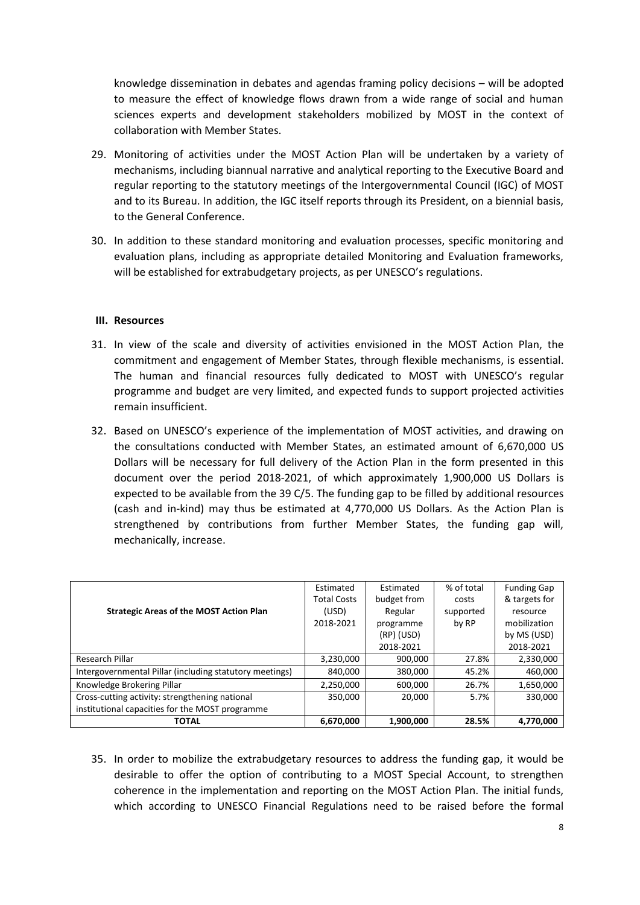knowledge dissemination in debates and agendas framing policy decisions – will be adopted to measure the effect of knowledge flows drawn from a wide range of social and human sciences experts and development stakeholders mobilized by MOST in the context of collaboration with Member States.

29. Monitoring of activities under the MOST Action Plan will be undertaken by a variety of mechanisms, including biannual narrative and analytical reporting to the Executive Board and regular reporting to the statutory meetings of the Intergovernmental Council (IGC) of MOST and to its Bureau. In addition, the IGC itself reports through its President, on a biennial basis, to the General Conference.

30. In addition to these standard monitoring and evaluation processes, specific monitoring and evaluation plans, including as appropriate detailed Monitoring and Evaluation frameworks, will be established for extrabudgetary projects, as per UNESCO's regulations.

## III. Resources

31. In view of the scale and diversity of activities envisioned in the MOST Action Plan, the commitment and engagement of Member States, through flexible mechanisms, is essential. The human and financial resources fully dedicated to MOST with UNESCO's regular programme and budget are very limited, and expected funds to support projected activities remain insufficient.

32. Based on UNESCO's experience of the implementation of MOST activities, and drawing on the consultations conducted with Member States, an estimated amount of 6,670,000 US Dollars will be necessary for full delivery of the Action Plan in the form presented in this document over the period 2018-2021, of which approximately 1,900,000 US Dollars is expected to be available from the 39 C/5. The funding gap to be filled by additional resources (cash and in-kind) may thus be estimated at 4,770,000 US Dollars. As the Action Plan is strengthened by contributions from further Member States, the funding gap will, mechanically, increase.

| Strategic Areas of the MOST Action Plan | Estimated Total Costs (USD) 2018-2021 | Estimated budget from Regular programme (RP) (USD) 2018-2021 | % of total costs supported by RP | Funding Gap & targets for resource mobilization by MS (USD) 2018-2021 |
|---|---|---|---|---|
| Research Pillar | 3,230,000 | 900,000 | 27.8% | 2,330,000 |
| Intergovernmental Pillar (including statutory meetings) | 840,000 | 380,000 | 45.2% | 460,000 |
| Knowledge Brokering Pillar | 2,250,000 | 600,000 | 26.7% | 1,650,000 |
| Cross-cutting activity: strengthening national institutional capacities for the MOST programme | 350,000 | 20,000 | 5.7% | 330,000 |
| **TOTAL** | **6,670,000** | **1,900,000** | **28.5%** | **4,770,000** |

35. In order to mobilize the extrabudgetary resources to address the funding gap, it would be desirable to offer the option of contributing to a MOST Special Account, to strengthen coherence in the implementation and reporting on the MOST Action Plan. The initial funds, which according to UNESCO Financial Regulations need to be raised before the formal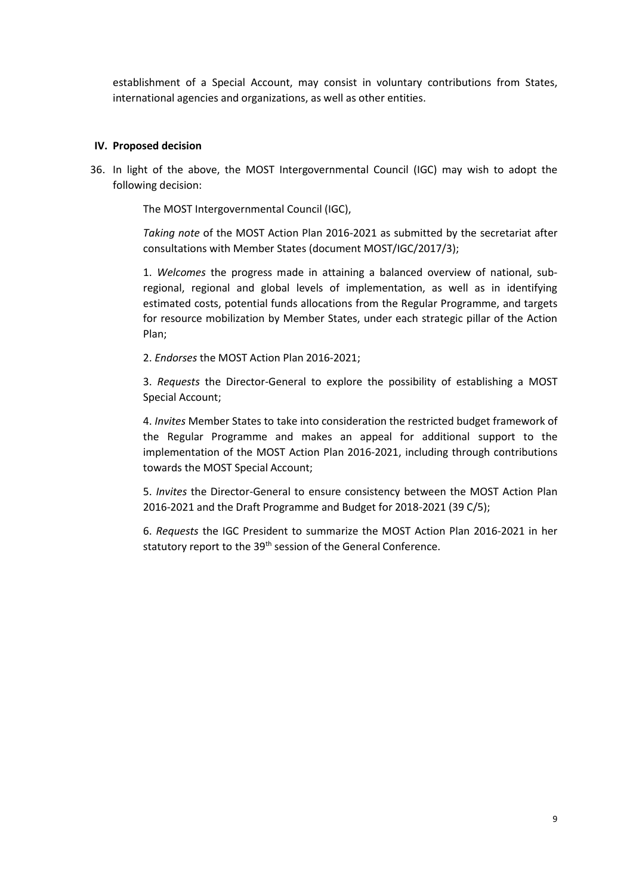establishment of a Special Account, may consist in voluntary contributions from States, international agencies and organizations, as well as other entities.

## IV. Proposed decision

36. In light of the above, the MOST Intergovernmental Council (IGC) may wish to adopt the following decision:

    The MOST Intergovernmental Council (IGC),

    *Taking note* of the MOST Action Plan 2016-2021 as submitted by the secretariat after consultations with Member States (document MOST/IGC/2017/3);

    1. *Welcomes* the progress made in attaining a balanced overview of national, sub-regional, regional and global levels of implementation, as well as in identifying estimated costs, potential funds allocations from the Regular Programme, and targets for resource mobilization by Member States, under each strategic pillar of the Action Plan;

    2. *Endorses* the MOST Action Plan 2016-2021;

    3. *Requests* the Director-General to explore the possibility of establishing a MOST Special Account;

    4. *Invites* Member States to take into consideration the restricted budget framework of the Regular Programme and makes an appeal for additional support to the implementation of the MOST Action Plan 2016-2021, including through contributions towards the MOST Special Account;

    5. *Invites* the Director-General to ensure consistency between the MOST Action Plan 2016-2021 and the Draft Programme and Budget for 2018-2021 (39 C/5);

    6. *Requests* the IGC President to summarize the MOST Action Plan 2016-2021 in her statutory report to the 39th session of the General Conference.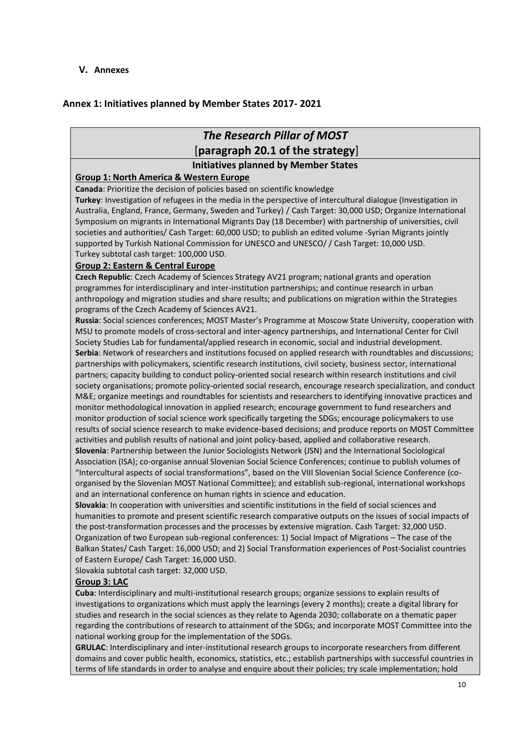## V. Annexes

### Annex 1: Initiatives planned by Member States 2017- 2021

## *The Research Pillar of MOST*
## [**paragraph 20.1 of the strategy**]

### Initiatives planned by Member States

**Group 1: North America & Western Europe**

**Canada**: Prioritize the decision of policies based on scientific knowledge

**Turkey**: Investigation of refugees in the media in the perspective of intercultural dialogue (Investigation in Australia, England, France, Germany, Sweden and Turkey) / Cash Target: 30,000 USD; Organize International Symposium on migrants in International Migrants Day (18 December) with partnership of universities, civil societies and authorities/ Cash Target: 60,000 USD; to publish an edited volume -Syrian Migrants jointly supported by Turkish National Commission for UNESCO and UNESCO/ / Cash Target: 10,000 USD.
Turkey subtotal cash target: 100,000 USD.

**Group 2: Eastern & Central Europe**

**Czech Republic**: Czech Academy of Sciences Strategy AV21 program; national grants and operation programmes for interdisciplinary and inter-institution partnerships; and continue research in urban anthropology and migration studies and share results; and publications on migration within the Strategies programs of the Czech Academy of Sciences AV21.

**Russia**: Social sciences conferences; MOST Master's Programme at Moscow State University, cooperation with MSU to promote models of cross-sectoral and inter-agency partnerships, and International Center for Civil Society Studies Lab for fundamental/applied research in economic, social and industrial development.

**Serbia**: Network of researchers and institutions focused on applied research with roundtables and discussions; partnerships with policymakers, scientific research institutions, civil society, business sector, international partners; capacity building to conduct policy-oriented social research within research institutions and civil society organisations; promote policy-oriented social research, encourage research specialization, and conduct M&E; organize meetings and roundtables for scientists and researchers to identifying innovative practices and monitor methodological innovation in applied research; encourage government to fund researchers and monitor production of social science work specifically targeting the SDGs; encourage policymakers to use results of social science research to make evidence-based decisions; and produce reports on MOST Committee activities and publish results of national and joint policy-based, applied and collaborative research.

**Slovenia**: Partnership between the Junior Sociologists Network (JSN) and the International Sociological Association (ISA); co-organise annual Slovenian Social Science Conferences; continue to publish volumes of "Intercultural aspects of social transformations", based on the VIII Slovenian Social Science Conference (co-organised by the Slovenian MOST National Committee); and establish sub-regional, international workshops and an international conference on human rights in science and education.

**Slovakia**: In cooperation with universities and scientific institutions in the field of social sciences and humanities to promote and present scientific research comparative outputs on the issues of social impacts of the post-transformation processes and the processes by extensive migration. Cash Target: 32,000 USD. Organization of two European sub-regional conferences: 1) Social Impact of Migrations – The case of the Balkan States/ Cash Target: 16,000 USD; and 2) Social Transformation experiences of Post-Socialist countries of Eastern Europe/ Cash Target: 16,000 USD.
Slovakia subtotal cash target: 32,000 USD.

**Group 3: LAC**

**Cuba**: Interdisciplinary and multi-institutional research groups; organize sessions to explain results of investigations to organizations which must apply the learnings (every 2 months); create a digital library for studies and research in the social sciences as they relate to Agenda 2030; collaborate on a thematic paper regarding the contributions of research to attainment of the SDGs; and incorporate MOST Committee into the national working group for the implementation of the SDGs.

**GRULAC**: Interdisciplinary and inter-institutional research groups to incorporate researchers from different domains and cover public health, economics, statistics, etc.; establish partnerships with successful countries in terms of life standards in order to analyse and enquire about their policies; try scale implementation; hold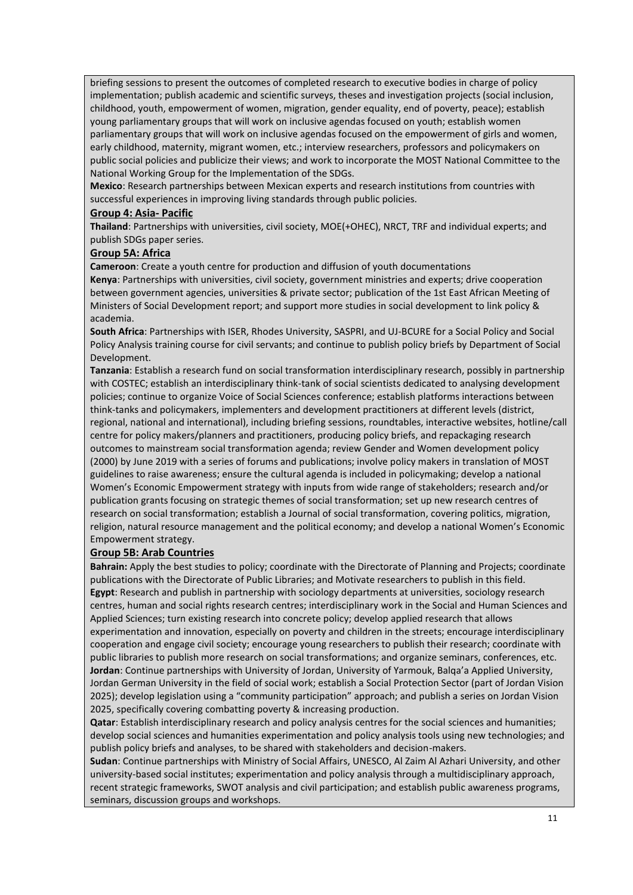briefing sessions to present the outcomes of completed research to executive bodies in charge of policy implementation; publish academic and scientific surveys, theses and investigation projects (social inclusion, childhood, youth, empowerment of women, migration, gender equality, end of poverty, peace); establish young parliamentary groups that will work on inclusive agendas focused on youth; establish women parliamentary groups that will work on inclusive agendas focused on the empowerment of girls and women, early childhood, maternity, migrant women, etc.; interview researchers, professors and policymakers on public social policies and publicize their views; and work to incorporate the MOST National Committee to the National Working Group for the Implementation of the SDGs.

**Mexico**: Research partnerships between Mexican experts and research institutions from countries with successful experiences in improving living standards through public policies.

**Group 4: Asia- Pacific**

**Thailand**: Partnerships with universities, civil society, MOE(+OHEC), NRCT, TRF and individual experts; and publish SDGs paper series.

**Group 5A: Africa**

**Cameroon**: Create a youth centre for production and diffusion of youth documentations

**Kenya**: Partnerships with universities, civil society, government ministries and experts; drive cooperation between government agencies, universities & private sector; publication of the 1st East African Meeting of Ministers of Social Development report; and support more studies in social development to link policy & academia.

**South Africa**: Partnerships with ISER, Rhodes University, SASPRI, and UJ-BCURE for a Social Policy and Social Policy Analysis training course for civil servants; and continue to publish policy briefs by Department of Social Development.

**Tanzania**: Establish a research fund on social transformation interdisciplinary research, possibly in partnership with COSTEC; establish an interdisciplinary think-tank of social scientists dedicated to analysing development policies; continue to organize Voice of Social Sciences conference; establish platforms interactions between think-tanks and policymakers, implementers and development practitioners at different levels (district, regional, national and international), including briefing sessions, roundtables, interactive websites, hotline/call centre for policy makers/planners and practitioners, producing policy briefs, and repackaging research outcomes to mainstream social transformation agenda; review Gender and Women development policy (2000) by June 2019 with a series of forums and publications; involve policy makers in translation of MOST guidelines to raise awareness; ensure the cultural agenda is included in policymaking; develop a national Women's Economic Empowerment strategy with inputs from wide range of stakeholders; research and/or publication grants focusing on strategic themes of social transformation; set up new research centres of research on social transformation; establish a Journal of social transformation, covering politics, migration, religion, natural resource management and the political economy; and develop a national Women's Economic Empowerment strategy.

**Group 5B: Arab Countries**

**Bahrain:** Apply the best studies to policy; coordinate with the Directorate of Planning and Projects; coordinate publications with the Directorate of Public Libraries; and Motivate researchers to publish in this field.

**Egypt**: Research and publish in partnership with sociology departments at universities, sociology research centres, human and social rights research centres; interdisciplinary work in the Social and Human Sciences and Applied Sciences; turn existing research into concrete policy; develop applied research that allows experimentation and innovation, especially on poverty and children in the streets; encourage interdisciplinary cooperation and engage civil society; encourage young researchers to publish their research; coordinate with public libraries to publish more research on social transformations; and organize seminars, conferences, etc.

**Jordan**: Continue partnerships with University of Jordan, University of Yarmouk, Balqa'a Applied University, Jordan German University in the field of social work; establish a Social Protection Sector (part of Jordan Vision 2025); develop legislation using a "community participation" approach; and publish a series on Jordan Vision 2025, specifically covering combatting poverty & increasing production.

**Qatar**: Establish interdisciplinary research and policy analysis centres for the social sciences and humanities; develop social sciences and humanities experimentation and policy analysis tools using new technologies; and publish policy briefs and analyses, to be shared with stakeholders and decision-makers.

**Sudan**: Continue partnerships with Ministry of Social Affairs, UNESCO, Al Zaim Al Azhari University, and other university-based social institutes; experimentation and policy analysis through a multidisciplinary approach, recent strategic frameworks, SWOT analysis and civil participation; and establish public awareness programs, seminars, discussion groups and workshops.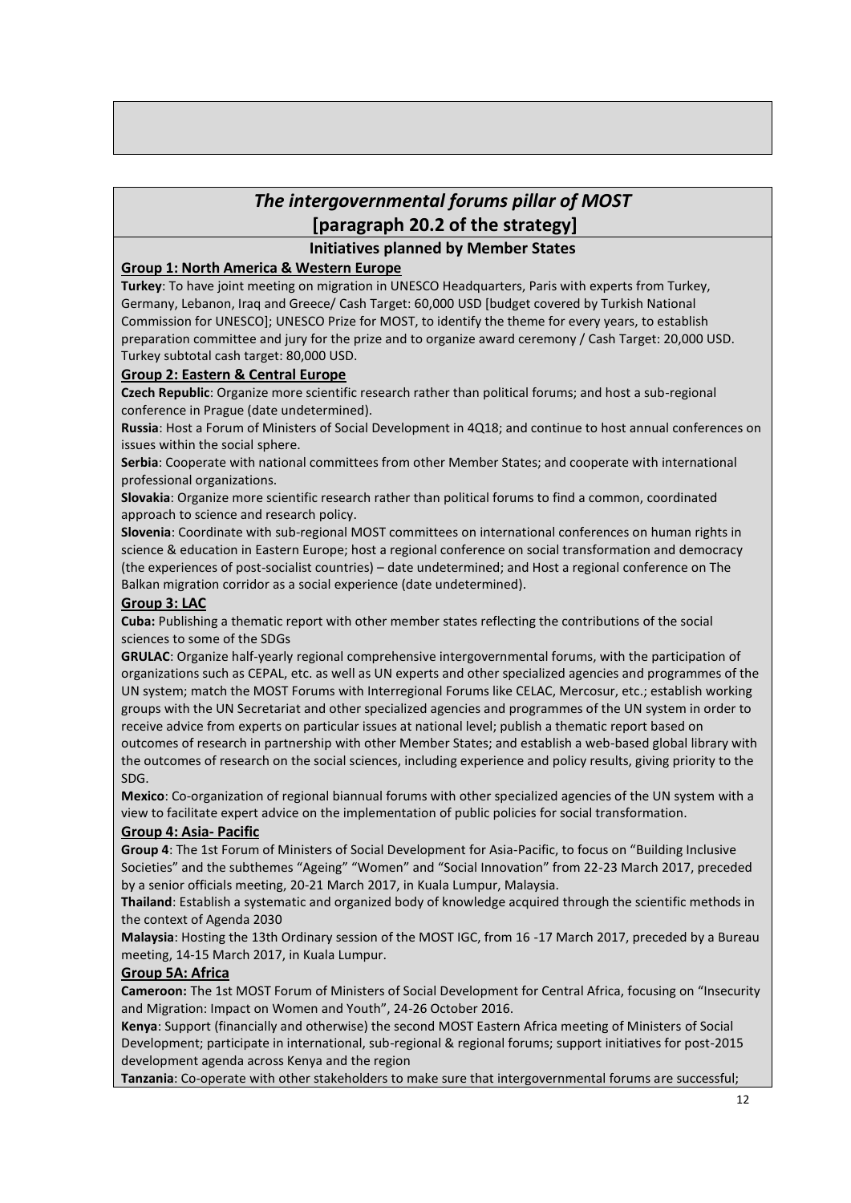## *The intergovernmental forums pillar of MOST* [paragraph 20.2 of the strategy]

### Initiatives planned by Member States

**Group 1: North America & Western Europe**

**Turkey**: To have joint meeting on migration in UNESCO Headquarters, Paris with experts from Turkey, Germany, Lebanon, Iraq and Greece/ Cash Target: 60,000 USD [budget covered by Turkish National Commission for UNESCO]; UNESCO Prize for MOST, to identify the theme for every years, to establish preparation committee and jury for the prize and to organize award ceremony / Cash Target: 20,000 USD. Turkey subtotal cash target: 80,000 USD.

**Group 2: Eastern & Central Europe**

**Czech Republic**: Organize more scientific research rather than political forums; and host a sub-regional conference in Prague (date undetermined).

**Russia**: Host a Forum of Ministers of Social Development in 4Q18; and continue to host annual conferences on issues within the social sphere.

**Serbia**: Cooperate with national committees from other Member States; and cooperate with international professional organizations.

**Slovakia**: Organize more scientific research rather than political forums to find a common, coordinated approach to science and research policy.

**Slovenia**: Coordinate with sub-regional MOST committees on international conferences on human rights in science & education in Eastern Europe; host a regional conference on social transformation and democracy (the experiences of post-socialist countries) – date undetermined; and Host a regional conference on The Balkan migration corridor as a social experience (date undetermined).

**Group 3: LAC**

**Cuba:** Publishing a thematic report with other member states reflecting the contributions of the social sciences to some of the SDGs

**GRULAC**: Organize half-yearly regional comprehensive intergovernmental forums, with the participation of organizations such as CEPAL, etc. as well as UN experts and other specialized agencies and programmes of the UN system; match the MOST Forums with Interregional Forums like CELAC, Mercosur, etc.; establish working groups with the UN Secretariat and other specialized agencies and programmes of the UN system in order to receive advice from experts on particular issues at national level; publish a thematic report based on outcomes of research in partnership with other Member States; and establish a web-based global library with the outcomes of research on the social sciences, including experience and policy results, giving priority to the SDG.

**Mexico**: Co-organization of regional biannual forums with other specialized agencies of the UN system with a view to facilitate expert advice on the implementation of public policies for social transformation.

**Group 4: Asia- Pacific**

**Group 4**: The 1st Forum of Ministers of Social Development for Asia-Pacific, to focus on "Building Inclusive Societies" and the subthemes "Ageing" "Women" and "Social Innovation" from 22-23 March 2017, preceded by a senior officials meeting, 20-21 March 2017, in Kuala Lumpur, Malaysia.

**Thailand**: Establish a systematic and organized body of knowledge acquired through the scientific methods in the context of Agenda 2030

**Malaysia**: Hosting the 13th Ordinary session of the MOST IGC, from 16 -17 March 2017, preceded by a Bureau meeting, 14-15 March 2017, in Kuala Lumpur.

**Group 5A: Africa**

**Cameroon:** The 1st MOST Forum of Ministers of Social Development for Central Africa, focusing on "Insecurity and Migration: Impact on Women and Youth", 24-26 October 2016.

**Kenya**: Support (financially and otherwise) the second MOST Eastern Africa meeting of Ministers of Social Development; participate in international, sub-regional & regional forums; support initiatives for post-2015 development agenda across Kenya and the region

**Tanzania**: Co-operate with other stakeholders to make sure that intergovernmental forums are successful;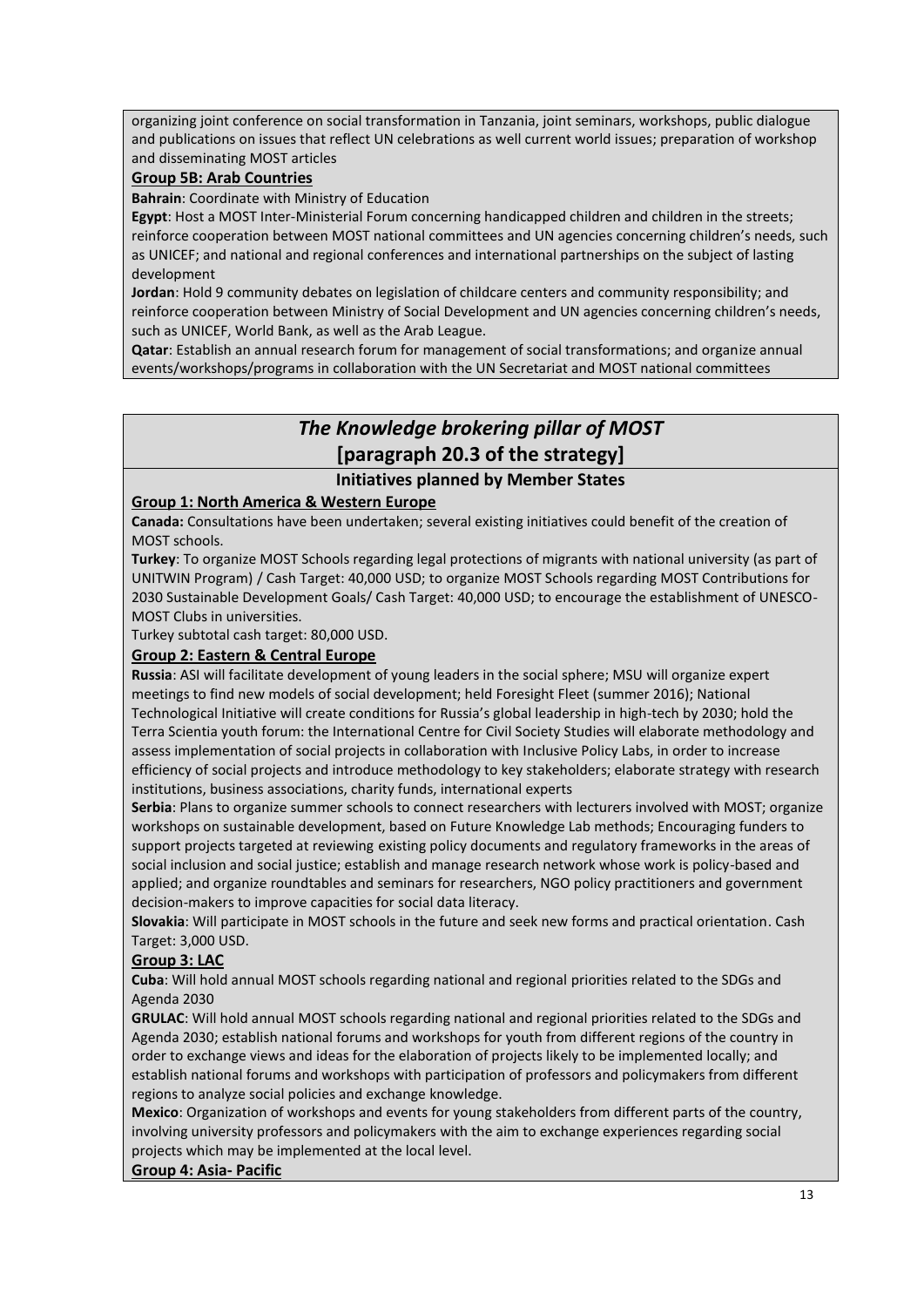organizing joint conference on social transformation in Tanzania, joint seminars, workshops, public dialogue and publications on issues that reflect UN celebrations as well current world issues; preparation of workshop and disseminating MOST articles

**Group 5B: Arab Countries**

**Bahrain**: Coordinate with Ministry of Education

**Egypt**: Host a MOST Inter-Ministerial Forum concerning handicapped children and children in the streets; reinforce cooperation between MOST national committees and UN agencies concerning children's needs, such as UNICEF; and national and regional conferences and international partnerships on the subject of lasting development

**Jordan**: Hold 9 community debates on legislation of childcare centers and community responsibility; and reinforce cooperation between Ministry of Social Development and UN agencies concerning children's needs, such as UNICEF, World Bank, as well as the Arab League.

**Qatar**: Establish an annual research forum for management of social transformations; and organize annual events/workshops/programs in collaboration with the UN Secretariat and MOST national committees

## *The Knowledge brokering pillar of MOST* [paragraph 20.3 of the strategy]

### Initiatives planned by Member States

**Group 1: North America & Western Europe**

**Canada:** Consultations have been undertaken; several existing initiatives could benefit of the creation of MOST schools.

**Turkey**: To organize MOST Schools regarding legal protections of migrants with national university (as part of UNITWIN Program) / Cash Target: 40,000 USD; to organize MOST Schools regarding MOST Contributions for 2030 Sustainable Development Goals/ Cash Target: 40,000 USD; to encourage the establishment of UNESCO-MOST Clubs in universities.

Turkey subtotal cash target: 80,000 USD.

**Group 2: Eastern & Central Europe**

**Russia**: ASI will facilitate development of young leaders in the social sphere; MSU will organize expert meetings to find new models of social development; held Foresight Fleet (summer 2016); National Technological Initiative will create conditions for Russia's global leadership in high-tech by 2030; hold the Terra Scientia youth forum: the International Centre for Civil Society Studies will elaborate methodology and assess implementation of social projects in collaboration with Inclusive Policy Labs, in order to increase efficiency of social projects and introduce methodology to key stakeholders; elaborate strategy with research institutions, business associations, charity funds, international experts

**Serbia**: Plans to organize summer schools to connect researchers with lecturers involved with MOST; organize workshops on sustainable development, based on Future Knowledge Lab methods; Encouraging funders to support projects targeted at reviewing existing policy documents and regulatory frameworks in the areas of social inclusion and social justice; establish and manage research network whose work is policy-based and applied; and organize roundtables and seminars for researchers, NGO policy practitioners and government decision-makers to improve capacities for social data literacy.

**Slovakia**: Will participate in MOST schools in the future and seek new forms and practical orientation. Cash Target: 3,000 USD.

**Group 3: LAC**

**Cuba**: Will hold annual MOST schools regarding national and regional priorities related to the SDGs and Agenda 2030

**GRULAC**: Will hold annual MOST schools regarding national and regional priorities related to the SDGs and Agenda 2030; establish national forums and workshops for youth from different regions of the country in order to exchange views and ideas for the elaboration of projects likely to be implemented locally; and establish national forums and workshops with participation of professors and policymakers from different regions to analyze social policies and exchange knowledge.

**Mexico**: Organization of workshops and events for young stakeholders from different parts of the country, involving university professors and policymakers with the aim to exchange experiences regarding social projects which may be implemented at the local level.

**Group 4: Asia- Pacific**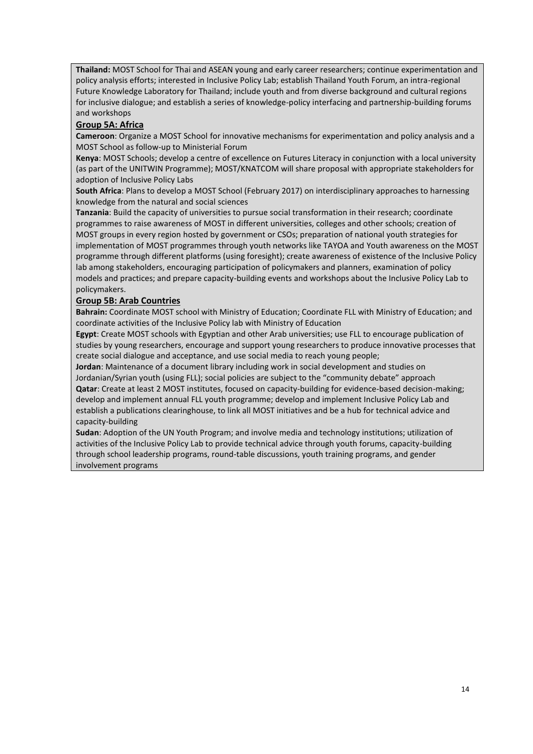**Thailand:** MOST School for Thai and ASEAN young and early career researchers; continue experimentation and policy analysis efforts; interested in Inclusive Policy Lab; establish Thailand Youth Forum, an intra-regional Future Knowledge Laboratory for Thailand; include youth and from diverse background and cultural regions for inclusive dialogue; and establish a series of knowledge-policy interfacing and partnership-building forums and workshops

**Group 5A: Africa**

**Cameroon**: Organize a MOST School for innovative mechanisms for experimentation and policy analysis and a MOST School as follow-up to Ministerial Forum

**Kenya**: MOST Schools; develop a centre of excellence on Futures Literacy in conjunction with a local university (as part of the UNITWIN Programme); MOST/KNATCOM will share proposal with appropriate stakeholders for adoption of Inclusive Policy Labs

**South Africa**: Plans to develop a MOST School (February 2017) on interdisciplinary approaches to harnessing knowledge from the natural and social sciences

**Tanzania**: Build the capacity of universities to pursue social transformation in their research; coordinate programmes to raise awareness of MOST in different universities, colleges and other schools; creation of MOST groups in every region hosted by government or CSOs; preparation of national youth strategies for implementation of MOST programmes through youth networks like TAYOA and Youth awareness on the MOST programme through different platforms (using foresight); create awareness of existence of the Inclusive Policy lab among stakeholders, encouraging participation of policymakers and planners, examination of policy models and practices; and prepare capacity-building events and workshops about the Inclusive Policy Lab to policymakers.

**Group 5B: Arab Countries**

**Bahrain:** Coordinate MOST school with Ministry of Education; Coordinate FLL with Ministry of Education; and coordinate activities of the Inclusive Policy lab with Ministry of Education

**Egypt**: Create MOST schools with Egyptian and other Arab universities; use FLL to encourage publication of studies by young researchers, encourage and support young researchers to produce innovative processes that create social dialogue and acceptance, and use social media to reach young people;

**Jordan**: Maintenance of a document library including work in social development and studies on Jordanian/Syrian youth (using FLL); social policies are subject to the "community debate" approach

**Qatar**: Create at least 2 MOST institutes, focused on capacity-building for evidence-based decision-making; develop and implement annual FLL youth programme; develop and implement Inclusive Policy Lab and establish a publications clearinghouse, to link all MOST initiatives and be a hub for technical advice and capacity-building

**Sudan**: Adoption of the UN Youth Program; and involve media and technology institutions; utilization of activities of the Inclusive Policy Lab to provide technical advice through youth forums, capacity-building through school leadership programs, round-table discussions, youth training programs, and gender involvement programs